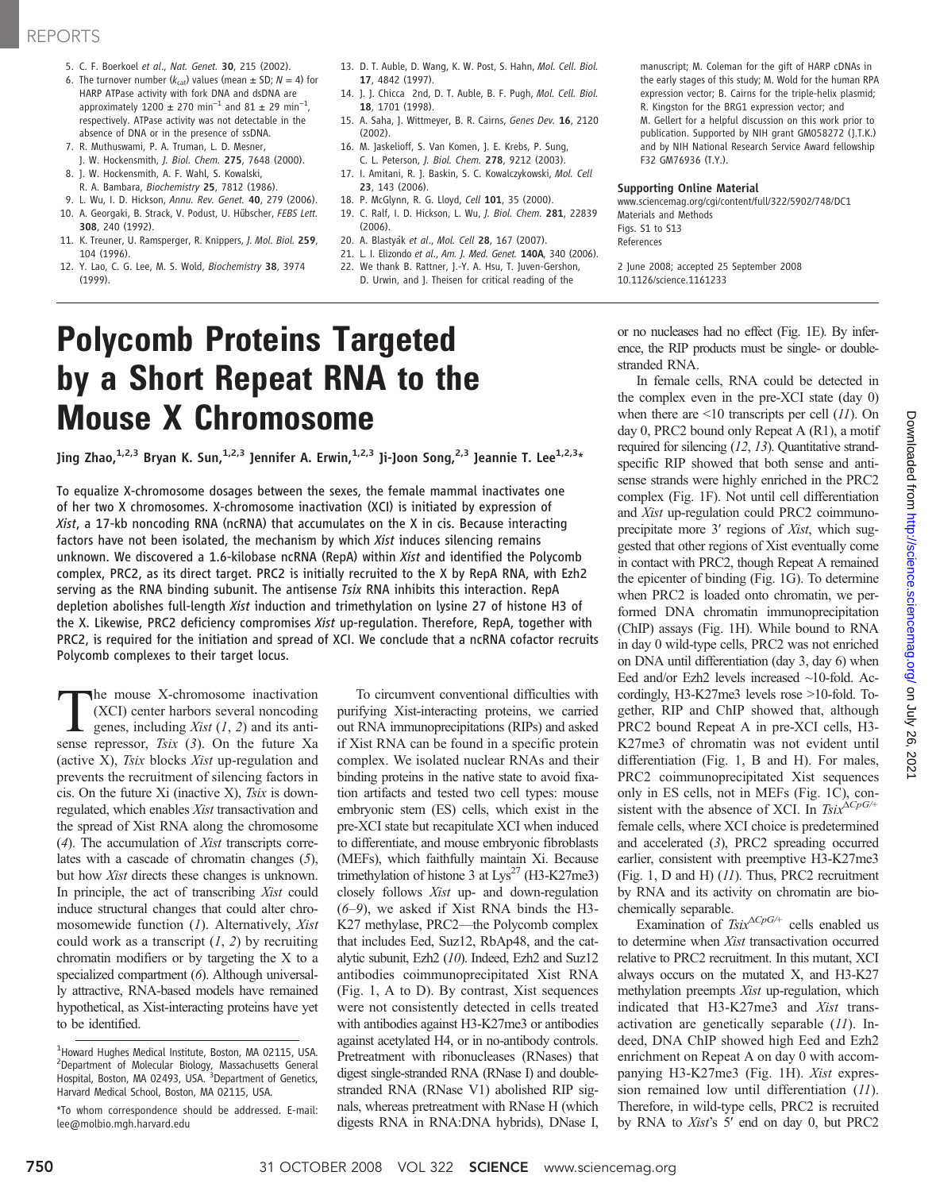5. C. F. Boerkoel et al., Nat. Genet. 30, 215 (2002).
6. The turnover number ($k_{cat}$) values (mean ± SD; N = 4) for HARP ATPase activity with fork DNA and dsDNA are approximately 1200 ± 270 $min^{-1}$ and 81 ± 29 $min^{-1}$, respectively. ATPase activity was not detectable in the absence of DNA or in the presence of ssDNA.
7. R. Muthuswami, P. A. Truman, L. D. Mesner, J. W. Hockensmith, J. Biol. Chem. 275, 7648 (2000).
8. J. W. Hockensmith, A. F. Wahl, S. Kowalski, R. A. Bambara, Biochemistry 25, 7812 (1986).
9. L. Wu, I. D. Hickson, Annu. Rev. Genet. 40, 279 (2006).
10. A. Georgaki, B. Strack, V. Podust, U. Hübscher, FEBS Lett. 308, 240 (1992).
11. K. Treuner, U. Ramsperger, R. Knippers, J. Mol. Biol. 259, 104 (1996).
12. Y. Lao, C. G. Lee, M. S. Wold, Biochemistry 38, 3974 (1999).
13. D. T. Auble, D. Wang, K. W. Post, S. Hahn, Mol. Cell. Biol. 17, 4842 (1997).
14. J. J. Chicca 2nd, D. T. Auble, B. F. Pugh, Mol. Cell. Biol. 18, 1701 (1998).
15. A. Saha, J. Wittmeyer, B. R. Cairns, Genes Dev. 16, 2120 (2002).
16. M. Jaskelioff, S. Van Komen, J. E. Krebs, P. Sung, C. L. Peterson, J. Biol. Chem. 278, 9212 (2003).
17. I. Amitani, R. J. Baskin, S. C. Kowalczykowski, Mol. Cell 23, 143 (2006).
18. P. McGlynn, R. G. Lloyd, Cell 101, 35 (2000).
19. C. Ralf, I. D. Hickson, L. Wu, J. Biol. Chem. 281, 22839 (2006).
20. A. Blastyák et al., Mol. Cell 28, 167 (2007).
21. L. I. Elizondo et al., Am. J. Med. Genet. 140A, 340 (2006).
22. We thank B. Rattner, J.-Y. A. Hsu, T. Juven-Gershon, D. Urwin, and J. Theisen for critical reading of the manuscript; M. Coleman for the gift of HARP cDNAs in the early stages of this study; M. Wold for the human RPA expression vector; B. Cairns for the triple-helix plasmid; R. Kingston for the BRG1 expression vector; and M. Gellert for a helpful discussion on this work prior to publication. Supported by NIH grant GM058272 (J.T.K.) and by NIH National Research Service Award fellowship F32 GM76936 (T.Y.).

**Supporting Online Material**
www.sciencemag.org/cgi/content/full/322/5902/748/DC1
Materials and Methods
Figs. S1 to S13
References

2 June 2008; accepted 25 September 2008
10.1126/science.1161233

# Polycomb Proteins Targeted by a Short Repeat RNA to the Mouse X Chromosome

Jing Zhao,[1,2,3] Bryan K. Sun,[1,2,3] Jennifer A. Erwin,[1,2,3] Ji-Joon Song,[2,3] Jeannie T. Lee[1,2,3]*

**To equalize X-chromosome dosages between the sexes, the female mammal inactivates one of her two X chromosomes. X-chromosome inactivation (XCI) is initiated by expression of *Xist*, a 17-kb noncoding RNA (ncRNA) that accumulates on the X in cis. Because interacting factors have not been isolated, the mechanism by which *Xist* induces silencing remains unknown. We discovered a 1.6-kilobase ncRNA (RepA) within *Xist* and identified the Polycomb complex, PRC2, as its direct target. PRC2 is initially recruited to the X by RepA RNA, with Ezh2 serving as the RNA binding subunit. The antisense *Tsix* RNA inhibits this interaction. RepA depletion abolishes full-length *Xist* induction and trimethylation on lysine 27 of histone H3 of the X. Likewise, PRC2 deficiency compromises *Xist* up-regulation. Therefore, RepA, together with PRC2, is required for the initiation and spread of XCI. We conclude that a ncRNA cofactor recruits Polycomb complexes to their target locus.**

The mouse X-chromosome inactivation (XCI) center harbors several noncoding genes, including *Xist* (1, 2) and its antisense repressor, *Tsix* (3). On the future Xa (active X), *Tsix* blocks *Xist* up-regulation and prevents the recruitment of silencing factors in cis. On the future Xi (inactive X), *Tsix* is down-regulated, which enables *Xist* transactivation and the spread of Xist RNA along the chromosome (4). The accumulation of *Xist* transcripts correlates with a cascade of chromatin changes (5), but how *Xist* directs these changes is unknown. In principle, the act of transcribing *Xist* could induce structural changes that could alter chromosomewide function (1). Alternatively, *Xist* could work as a transcript (1, 2) by recruiting chromatin modifiers or by targeting the X to a specialized compartment (6). Although universally attractive, RNA-based models have remained hypothetical, as Xist-interacting proteins have yet to be identified.

To circumvent conventional difficulties with purifying Xist-interacting proteins, we carried out RNA immunoprecipitations (RIPs) and asked if Xist RNA can be found in a specific protein complex. We isolated nuclear RNAs and their binding proteins in the native state to avoid fixation artifacts and tested two cell types: mouse embryonic stem (ES) cells, which exist in the pre-XCI state but recapitulate XCI when induced to differentiate, and mouse embryonic fibroblasts (MEFs), which faithfully maintain Xi. Because trimethylation of histone 3 at $Lys^{27}$ (H3-K27me3) closely follows *Xist* up- and down-regulation (6–9), we asked if Xist RNA binds the H3-K27 methylase, PRC2—the Polycomb complex that includes Eed, Suz12, RbAp48, and the catalytic subunit, Ezh2 (10). Indeed, Ezh2 and Suz12 antibodies coimmunoprecipitated Xist RNA (Fig. 1, A to D). By contrast, Xist sequences were not consistently detected in cells treated with antibodies against H3-K27me3 or antibodies against acetylated H4, or in no-antibody controls. Pretreatment with ribonucleases (RNases) that digest single-stranded RNA (RNase I) and double-stranded RNA (RNase V1) abolished RIP signals, whereas pretreatment with RNase H (which digests RNA in RNA:DNA hybrids), DNase I, or no nucleases had no effect (Fig. 1E). By inference, the RIP products must be single- or double-stranded RNA.

In female cells, RNA could be detected in the complex even in the pre-XCI state (day 0) when there are <10 transcripts per cell (11). On day 0, PRC2 bound only Repeat A (R1), a motif required for silencing (12, 13). Quantitative strand-specific RIP showed that both sense and antisense strands were highly enriched in the PRC2 complex (Fig. 1F). Not until cell differentiation and *Xist* up-regulation could PRC2 coimmunoprecipitate more 3′ regions of *Xist*, which suggested that other regions of Xist eventually come in contact with PRC2, though Repeat A remained the epicenter of binding (Fig. 1G). To determine when PRC2 is loaded onto chromatin, we performed DNA chromatin immunoprecipitation (ChIP) assays (Fig. 1H). While bound to RNA in day 0 wild-type cells, PRC2 was not enriched on DNA until differentiation (day 3, day 6) when Eed and/or Ezh2 levels increased ~10-fold. Accordingly, H3-K27me3 levels rose >10-fold. Together, RIP and ChIP showed that, although PRC2 bound Repeat A in pre-XCI cells, H3-K27me3 of chromatin was not evident until differentiation (Fig. 1, B and H). For males, PRC2 coimmunoprecipitated Xist sequences only in ES cells, not in MEFs (Fig. 1C), consistent with the absence of XCI. In $Tsix^{\Delta CpG/+}$ female cells, where XCI choice is predetermined and accelerated (3), PRC2 spreading occurred earlier, consistent with preemptive H3-K27me3 (Fig. 1, D and H) (11). Thus, PRC2 recruitment by RNA and its activity on chromatin are biochemically separable.

Examination of $Tsix^{\Delta CpG/+}$ cells enabled us to determine when *Xist* transactivation occurred relative to PRC2 recruitment. In this mutant, XCI always occurs on the mutated X, and H3-K27 methylation preempts *Xist* up-regulation, which indicated that H3-K27me3 and *Xist* transactivation are genetically separable (11). Indeed, DNA ChIP showed high Eed and Ezh2 enrichment on Repeat A on day 0 with accompanying H3-K27me3 (Fig. 1H). *Xist* expression remained low until differentiation (11). Therefore, in wild-type cells, PRC2 is recruited by RNA to *Xist*'s 5′ end on day 0, but PRC2

[1]Howard Hughes Medical Institute, Boston, MA 02115, USA. [2]Department of Molecular Biology, Massachusetts General Hospital, Boston, MA 02493, USA. [3]Department of Genetics, Harvard Medical School, Boston, MA 02115, USA.

*To whom correspondence should be addressed. E-mail: lee@molbio.mgh.harvard.edu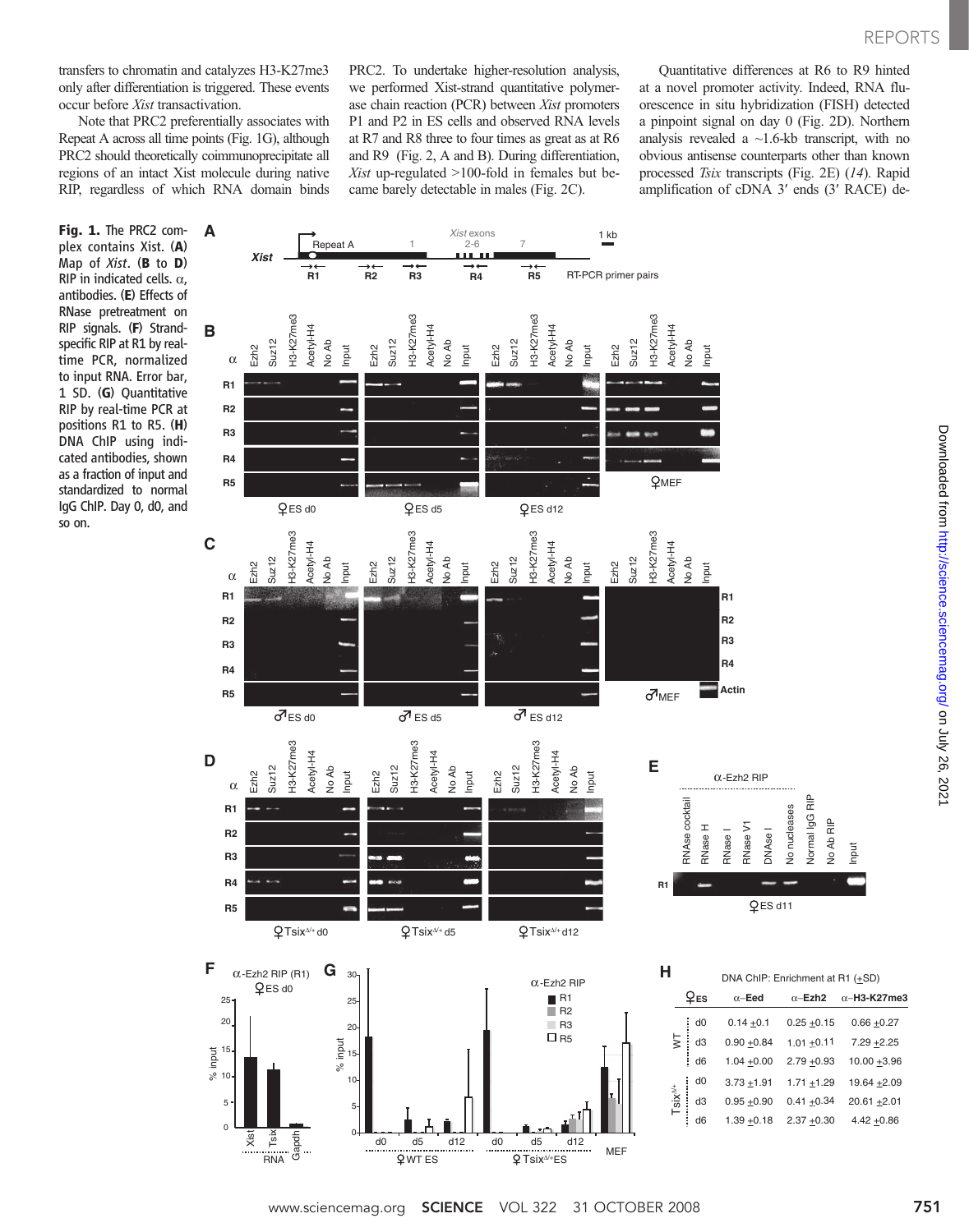transfers to chromatin and catalyzes H3-K27me3 only after differentiation is triggered. These events occur before *Xist* transactivation.

Note that PRC2 preferentially associates with Repeat A across all time points (Fig. 1G), although PRC2 should theoretically coimmunoprecipitate all regions of an intact Xist molecule during native RIP, regardless of which RNA domain binds PRC2. To undertake higher-resolution analysis, we performed Xist-strand quantitative polymerase chain reaction (PCR) between *Xist* promoters P1 and P2 in ES cells and observed RNA levels at R7 and R8 three to four times as great as at R6 and R9 (Fig. 2, A and B). During differentiation, *Xist* up-regulated >100-fold in females but became barely detectable in males (Fig. 2C).

Quantitative differences at R6 to R9 hinted at a novel promoter activity. Indeed, RNA fluorescence in situ hybridization (FISH) detected a pinpoint signal on day 0 (Fig. 2D). Northern analysis revealed a ~1.6-kb transcript, with no obvious antisense counterparts other than known processed *Tsix* transcripts (Fig. 2E) (*14*). Rapid amplification of cDNA 3′ ends (3′ RACE) de-

**Fig. 1.** The PRC2 complex contains Xist. (**A**) Map of *Xist*. (**B** to **D**) RIP in indicated cells. α, antibodies. (**E**) Effects of RNase pretreatment on RIP signals. (**F**) Strand-specific RIP at R1 by real-time PCR, normalized to input RNA. Error bar, 1 SD. (**G**) Quantitative RIP by real-time PCR at positions R1 to R5. (**H**) DNA ChIP using indicated antibodies, shown as a fraction of input and standardized to normal IgG ChIP. Day 0, d0, and so on.

**H** DNA ChIP: Enrichment at R1 (±SD)

| ♀ES | | α-Eed | α-Ezh2 | α-H3-K27me3 |
|---|---|---|---|---|
| WT | d0 | 0.14 ±0.1 | 0.25 ±0.15 | 0.66 ±0.27 |
| | d3 | 0.90 ±0.84 | 1.01 ±0.11 | 7.29 ±2.25 |
| | d6 | 1.04 ±0.00 | 2.79 ±0.93 | 10.00 ±3.96 |
| $Tsix^{\Delta/+}$ | d0 | 3.73 ±1.91 | 1.71 ±1.29 | 19.64 ±2.09 |
| | d3 | 0.95 ±0.90 | 0.41 ±0.34 | 20.61 ±2.01 |
| | d6 | 1.39 ±0.18 | 2.37 ±0.30 | 4.42 ±0.86 |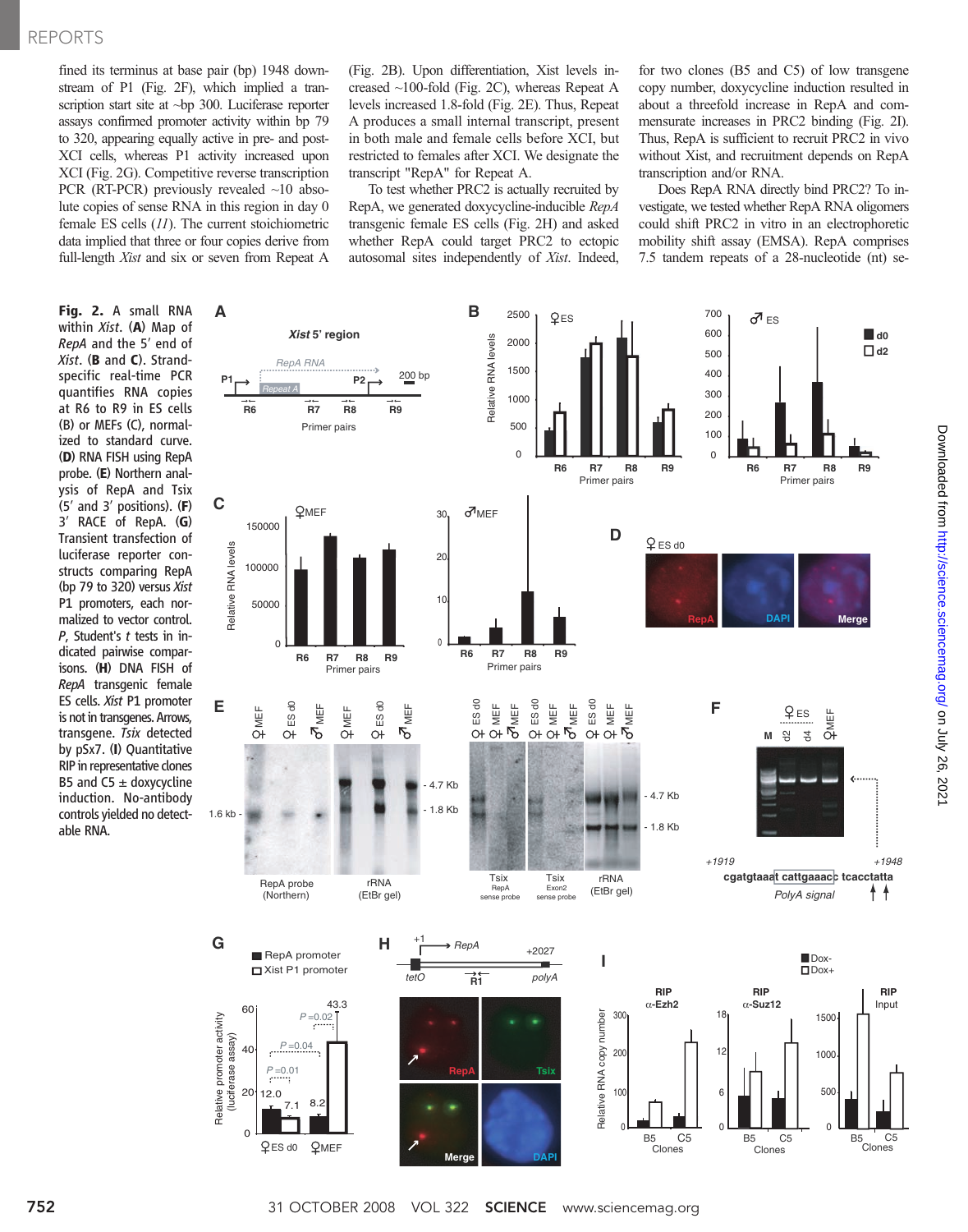fined its terminus at base pair (bp) 1948 downstream of P1 (Fig. 2F), which implied a transcription start site at ~bp 300. Luciferase reporter assays confirmed promoter activity within bp 79 to 320, appearing equally active in pre- and post-XCI cells, whereas P1 activity increased upon XCI (Fig. 2G). Competitive reverse transcription PCR (RT-PCR) previously revealed ~10 absolute copies of sense RNA in this region in day 0 female ES cells (*11*). The current stoichiometric data implied that three or four copies derive from full-length *Xist* and six or seven from Repeat A (Fig. 2B). Upon differentiation, Xist levels increased ~100-fold (Fig. 2C), whereas Repeat A levels increased 1.8-fold (Fig. 2E). Thus, Repeat A produces a small internal transcript, present in both male and female cells before XCI, but restricted to females after XCI. We designate the transcript "RepA" for Repeat A.

To test whether PRC2 is actually recruited by RepA, we generated doxycycline-inducible *RepA* transgenic female ES cells (Fig. 2H) and asked whether RepA could target PRC2 to ectopic autosomal sites independently of *Xist*. Indeed, for two clones (B5 and C5) of low transgene copy number, doxycycline induction resulted in about a threefold increase in RepA and commensurate increases in PRC2 binding (Fig. 2I). Thus, RepA is sufficient to recruit PRC2 in vivo without Xist, and recruitment depends on RepA transcription and/or RNA.

Does RepA RNA directly bind PRC2? To investigate, we tested whether RepA RNA oligomers could shift PRC2 in vitro in an electrophoretic mobility shift assay (EMSA). RepA comprises 7.5 tandem repeats of a 28-nucleotide (nt) se-

**Fig. 2.** A small RNA within *Xist*. (**A**) Map of *RepA* and the 5′ end of *Xist*. (**B** and **C**). Strand-specific real-time PCR quantifies RNA copies at R6 to R9 in ES cells (B) or MEFs (C), normalized to standard curve. (**D**) RNA FISH using RepA probe. (**E**) Northern analysis of RepA and Tsix (5′ and 3′ positions). (**F**) 3′ RACE of RepA. (**G**) Transient transfection of luciferase reporter constructs comparing RepA (bp 79 to 320) versus *Xist* P1 promoters, each normalized to vector control. *P*, Student's *t* tests in indicated pairwise comparisons. (**H**) DNA FISH of *RepA* transgenic female ES cells. *Xist* P1 promoter is not in transgenes. Arrows, transgene. *Tsix* detected by pSx7. (**I**) Quantitative RIP in representative clones B5 and C5 ± doxycycline induction. No-antibody controls yielded no detectable RNA.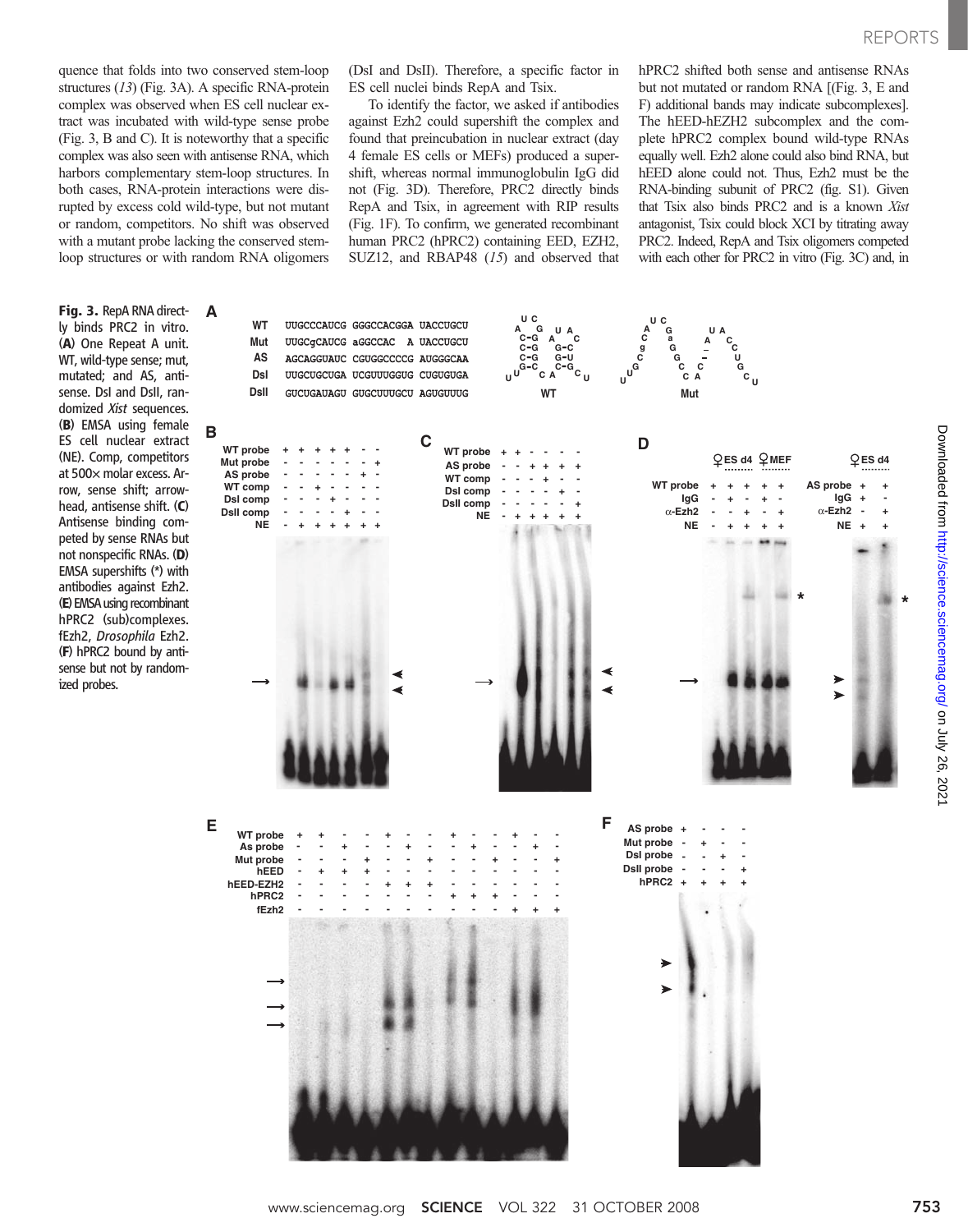quence that folds into two conserved stem-loop structures (*13*) (Fig. 3A). A specific RNA-protein complex was observed when ES cell nuclear extract was incubated with wild-type sense probe (Fig. 3, B and C). It is noteworthy that a specific complex was also seen with antisense RNA, which harbors complementary stem-loop structures. In both cases, RNA-protein interactions were disrupted by excess cold wild-type, but not mutant or random, competitors. No shift was observed with a mutant probe lacking the conserved stem-loop structures or with random RNA oligomers (DsI and DsII). Therefore, a specific factor in ES cell nuclei binds RepA and Tsix.

To identify the factor, we asked if antibodies against Ezh2 could supershift the complex and found that preincubation in nuclear extract (day 4 female ES cells or MEFs) produced a supershift, whereas normal immunoglobulin IgG did not (Fig. 3D). Therefore, PRC2 directly binds RepA and Tsix, in agreement with RIP results (Fig. 1F). To confirm, we generated recombinant human PRC2 (hPRC2) containing EED, EZH2, SUZ12, and RBAP48 (*15*) and observed that hPRC2 shifted both sense and antisense RNAs but not mutated or random RNA [(Fig. 3, E and F) additional bands may indicate subcomplexes]. The hEED-hEZH2 subcomplex and the complete hPRC2 complex bound wild-type RNAs equally well. Ezh2 alone could also bind RNA, but hEED alone could not. Thus, Ezh2 must be the RNA-binding subunit of PRC2 (fig. S1). Given that Tsix also binds PRC2 and is a known *Xist* antagonist, Tsix could block XCI by titrating away PRC2. Indeed, RepA and Tsix oligomers competed with each other for PRC2 in vitro (Fig. 3C) and, in

**Fig. 3.** RepA RNA directly binds PRC2 in vitro. (**A**) One Repeat A unit. WT, wild-type sense; mut, mutated; and AS, antisense. DsI and DsII, randomized *Xist* sequences. (**B**) EMSA using female ES cell nuclear extract (NE). Comp, competitors at 500× molar excess. Arrow, sense shift; arrowhead, antisense shift. (**C**) Antisense binding competed by sense RNAs but not nonspecific RNAs. (**D**) EMSA supershifts (*) with antibodies against Ezh2. (**E**) EMSA using recombinant hPRC2 (sub)complexes. fEzh2, *Drosophila* Ezh2. (**F**) hPRC2 bound by antisense but not by randomized probes.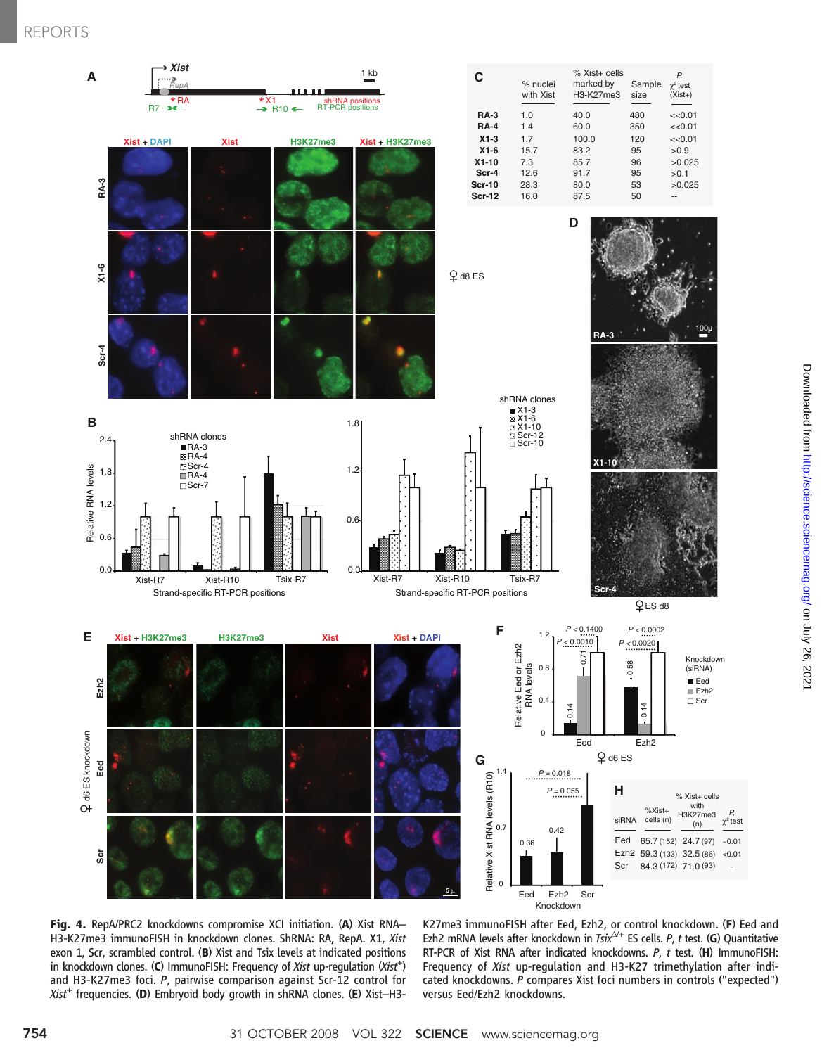**Fig. 4.** RepA/PRC2 knockdowns compromise XCI initiation. (**A**) Xist RNA–H3-K27me3 immunoFISH in knockdown clones. ShRNA: RA, RepA. X1, *Xist* exon 1, Scr, scrambled control. (**B**) Xist and Tsix levels at indicated positions in knockdown clones. (**C**) ImmunoFISH: Frequency of *Xist* up-regulation (*Xist*$^{+}$) and H3-K27me3 foci. *P*, pairwise comparison against Scr-12 control for *Xist*$^{+}$ frequencies. (**D**) Embryoid body growth in shRNA clones. (**E**) Xist–H3-K27me3 immunoFISH after Eed, Ezh2, or control knockdown. (**F**) Eed and Ezh2 mRNA levels after knockdown in *Tsix*$^{\Delta/+}$ ES cells. *P*, *t* test. (**G**) Quantitative RT-PCR of Xist RNA after indicated knockdowns. *P*, *t* test. (**H**) ImmunoFISH: Frequency of *Xist* up-regulation and H3-K27 trimethylation after indicated knockdowns. *P* compares Xist foci numbers in controls ("expected") versus Eed/Ezh2 knockdowns.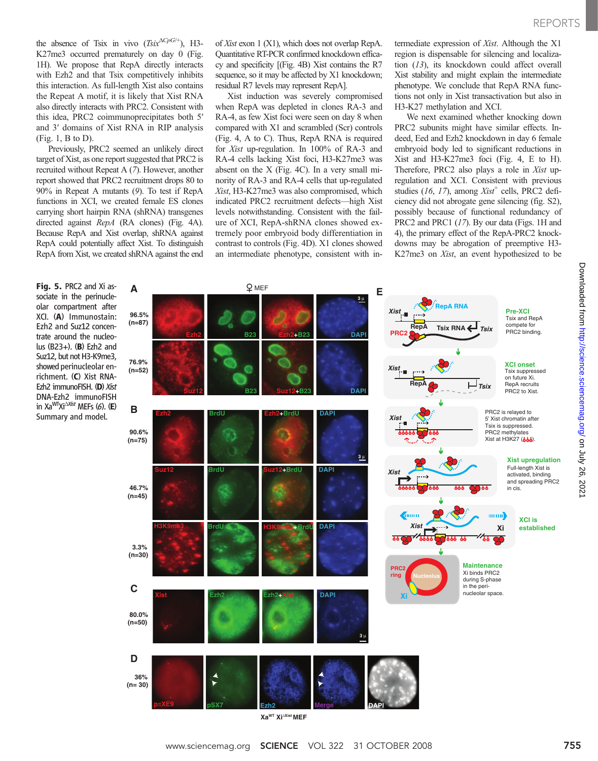the absence of Tsix in vivo ($Tsix^{\Delta CpG/+}$), H3-K27me3 occurred prematurely on day 0 (Fig. 1H). We propose that RepA directly interacts with Ezh2 and that Tsix competitively inhibits this interaction. As full-length Xist also contains the Repeat A motif, it is likely that Xist RNA also directly interacts with PRC2. Consistent with this idea, PRC2 coimmunoprecipitates both 5′ and 3′ domains of Xist RNA in RIP analysis (Fig. 1, B to D).

Previously, PRC2 seemed an unlikely direct target of Xist, as one report suggested that PRC2 is recruited without Repeat A (7). However, another report showed that PRC2 recruitment drops 80 to 90% in Repeat A mutants (9). To test if RepA functions in XCI, we created female ES clones carrying short hairpin RNA (shRNA) transgenes directed against *RepA* (RA clones) (Fig. 4A). Because RepA and Xist overlap, shRNA against RepA could potentially affect Xist. To distinguish RepA from Xist, we created shRNA against the end of *Xist* exon 1 (X1), which does not overlap RepA. Quantitative RT-PCR confirmed knockdown efficacy and specificity [(Fig. 4B) Xist contains the R7 sequence, so it may be affected by X1 knockdown; residual R7 levels may represent RepA].

Xist induction was severely compromised when RepA was depleted in clones RA-3 and RA-4, as few Xist foci were seen on day 8 when compared with X1 and scrambled (Scr) controls (Fig. 4, A to C). Thus, RepA RNA is required for *Xist* up-regulation. In 100% of RA-3 and RA-4 cells lacking Xist foci, H3-K27me3 was absent on the X (Fig. 4C). In a very small minority of RA-3 and RA-4 cells that up-regulated *Xist*, H3-K27me3 was also compromised, which indicated PRC2 recruitment defects—high Xist levels notwithstanding. Consistent with the failure of XCI, RepA-shRNA clones showed extremely poor embryoid body differentiation in contrast to controls (Fig. 4D). X1 clones showed an intermediate phenotype, consistent with intermediate expression of *Xist*. Although the X1 region is dispensable for silencing and localization (13), its knockdown could affect overall Xist stability and might explain the intermediate phenotype. We conclude that RepA RNA functions not only in Xist transactivation but also in H3-K27 methylation and XCI.

We next examined whether knocking down PRC2 subunits might have similar effects. Indeed, Eed and Ezh2 knockdown in day 6 female embryoid body led to significant reductions in Xist and H3-K27me3 foci (Fig. 4, E to H). Therefore, PRC2 also plays a role in *Xist* up-regulation and XCI. Consistent with previous studies (16, 17), among $Xist^+$ cells, PRC2 deficiency did not abrogate gene silencing (fig. S2), possibly because of functional redundancy of PRC2 and PRC1 (17). By our data (Figs. 1H and 4), the primary effect of the RepA-PRC2 knockdowns may be abrogation of preemptive H3-K27me3 on *Xist*, an event hypothesized to be

**Fig. 5.** PRC2 and Xi associate in the perinucleolar compartment after XCI. (**A**) Immunostain: Ezh2 and Suz12 concentrate around the nucleolus (B23+). (**B**) Ezh2 and Suz12, but not H3-K9me3, showed perinucleolar enrichment. (**C**) Xist RNA-Ezh2 immunoFISH. (**D**) *Xist* DNA-Ezh2 immunoFISH in $Xa^{WT}Xi^{\Delta Xist}$ MEFs (6). (**E**) Summary and model.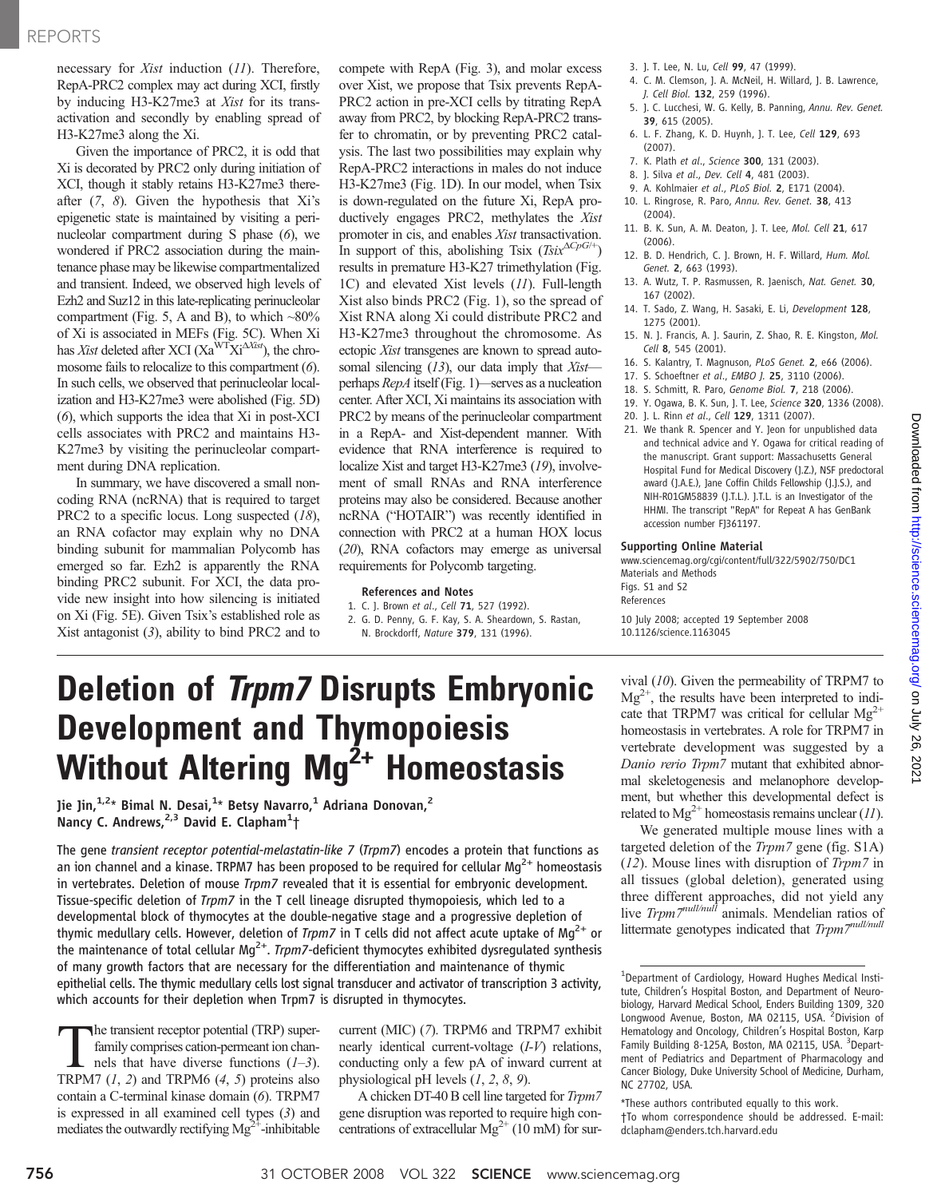necessary for *Xist* induction (*11*). Therefore, RepA-PRC2 complex may act during XCI, firstly by inducing H3-K27me3 at *Xist* for its transactivation and secondly by enabling spread of H3-K27me3 along the Xi.

Given the importance of PRC2, it is odd that Xi is decorated by PRC2 only during initiation of XCI, though it stably retains H3-K27me3 thereafter (*7*, *8*). Given the hypothesis that Xi's epigenetic state is maintained by visiting a perinucleolar compartment during S phase (*6*), we wondered if PRC2 association during the maintenance phase may be likewise compartmentalized and transient. Indeed, we observed high levels of Ezh2 and Suz12 in this late-replicating perinucleolar compartment (Fig. 5, A and B), to which ~80% of Xi is associated in MEFs (Fig. 5C). When Xi has *Xist* deleted after XCI ($Xa^{WT}Xi^{\Delta Xist}$), the chromosome fails to relocalize to this compartment (*6*). In such cells, we observed that perinucleolar localization and H3-K27me3 were abolished (Fig. 5D) (*6*), which supports the idea that Xi in post-XCI cells associates with PRC2 and maintains H3-K27me3 by visiting the perinucleolar compartment during DNA replication.

In summary, we have discovered a small noncoding RNA (ncRNA) that is required to target PRC2 to a specific locus. Long suspected (*18*), an RNA cofactor may explain why no DNA binding subunit for mammalian Polycomb has emerged so far. Ezh2 is apparently the RNA binding PRC2 subunit. For XCI, the data provide new insight into how silencing is initiated on Xi (Fig. 5E). Given Tsix's established role as Xist antagonist (*3*), ability to bind PRC2 and to compete with RepA (Fig. 3), and molar excess over Xist, we propose that Tsix prevents RepA-PRC2 action in pre-XCI cells by titrating RepA away from PRC2, by blocking RepA-PRC2 transfer to chromatin, or by preventing PRC2 catalysis. The last two possibilities may explain why RepA-PRC2 interactions in males do not induce H3-K27me3 (Fig. 1D). In our model, when Tsix is down-regulated on the future Xi, RepA productively engages PRC2, methylates the *Xist* promoter in cis, and enables *Xist* transactivation. In support of this, abolishing Tsix ($Tsix^{\Delta CpG/+}$) results in premature H3-K27 trimethylation (Fig. 1C) and elevated Xist levels (*11*). Full-length Xist also binds PRC2 (Fig. 1), so the spread of Xist RNA along Xi could distribute PRC2 and H3-K27me3 throughout the chromosome. As ectopic *Xist* transgenes are known to spread autosomal silencing (*13*), our data imply that *Xist*—perhaps *RepA* itself (Fig. 1)—serves as a nucleation center. After XCI, Xi maintains its association with PRC2 by means of the perinucleolar compartment in a RepA- and Xist-dependent manner. With evidence that RNA interference is required to localize Xist and target H3-K27me3 (*19*), involvement of small RNAs and RNA interference proteins may also be considered. Because another ncRNA ("HOTAIR") was recently identified in connection with PRC2 at a human HOX locus (*20*), RNA cofactors may emerge as universal requirements for Polycomb targeting.

**References and Notes**

1. C. J. Brown *et al.*, *Cell* **71**, 527 (1992).
2. G. D. Penny, G. F. Kay, S. A. Sheardown, S. Rastan, N. Brockdorff, *Nature* **379**, 131 (1996).
3. J. T. Lee, N. Lu, *Cell* **99**, 47 (1999).
4. C. M. Clemson, J. A. McNeil, H. Willard, J. B. Lawrence, *J. Cell Biol.* **132**, 259 (1996).
5. J. C. Lucchesi, W. G. Kelly, B. Panning, *Annu. Rev. Genet.* **39**, 615 (2005).
6. L. F. Zhang, K. D. Huynh, J. T. Lee, *Cell* **129**, 693 (2007).
7. K. Plath *et al.*, *Science* **300**, 131 (2003).
8. J. Silva *et al.*, *Dev. Cell* **4**, 481 (2003).
9. A. Kohlmaier *et al.*, *PLoS Biol.* **2**, E171 (2004).
10. L. Ringrose, R. Paro, *Annu. Rev. Genet.* **38**, 413 (2004).
11. B. K. Sun, A. M. Deaton, J. T. Lee, *Mol. Cell* **21**, 617 (2006).
12. B. D. Hendrich, C. J. Brown, H. F. Willard, *Hum. Mol. Genet.* **2**, 663 (1993).
13. A. Wutz, T. P. Rasmussen, R. Jaenisch, *Nat. Genet.* **30**, 167 (2002).
14. T. Sado, Z. Wang, H. Sasaki, E. Li, *Development* **128**, 1275 (2001).
15. N. J. Francis, A. J. Saurin, Z. Shao, R. E. Kingston, *Mol. Cell* **8**, 545 (2001).
16. S. Kalantry, T. Magnuson, *PLoS Genet.* **2**, e66 (2006).
17. S. Schoeftner *et al.*, *EMBO J.* **25**, 3110 (2006).
18. S. Schmitt, R. Paro, *Genome Biol.* **7**, 218 (2006).
19. Y. Ogawa, B. K. Sun, J. T. Lee, *Science* **320**, 1336 (2008).
20. J. L. Rinn *et al.*, *Cell* **129**, 1311 (2007).
21. We thank R. Spencer and Y. Jeon for unpublished data and technical advice and Y. Ogawa for critical reading of the manuscript. Grant support: Massachusetts General Hospital Fund for Medical Discovery (J.Z.), NSF predoctoral award (J.A.E.), Jane Coffin Childs Fellowship (J.J.S.), and NIH-R01GM58839 (J.T.L.). J.T.L. is an Investigator of the HHMI. The transcript "RepA" for Repeat A has GenBank accession number FJ361197.

**Supporting Online Material**

www.sciencemag.org/cgi/content/full/322/5902/750/DC1
Materials and Methods
Figs. S1 and S2
References

10 July 2008; accepted 19 September 2008
10.1126/science.1163045

# Deletion of *Trpm7* Disrupts Embryonic Development and Thymopoiesis Without Altering $Mg^{2+}$ Homeostasis

**Jie Jin,[1,2]\* Bimal N. Desai,[1]\* Betsy Navarro,[1] Adriana Donovan,[2] Nancy C. Andrews,[2,3] David E. Clapham[1]†**

**The gene *transient receptor potential-melastatin-like 7* (*Trpm7*) encodes a protein that functions as an ion channel and a kinase. TRPM7 has been proposed to be required for cellular $Mg^{2+}$ homeostasis in vertebrates. Deletion of mouse *Trpm7* revealed that it is essential for embryonic development. Tissue-specific deletion of *Trpm7* in the T cell lineage disrupted thymopoiesis, which led to a developmental block of thymocytes at the double-negative stage and a progressive depletion of thymic medullary cells. However, deletion of *Trpm7* in T cells did not affect acute uptake of $Mg^{2+}$ or the maintenance of total cellular $Mg^{2+}$. *Trpm7*-deficient thymocytes exhibited dysregulated synthesis of many growth factors that are necessary for the differentiation and maintenance of thymic epithelial cells. The thymic medullary cells lost signal transducer and activator of transcription 3 activity, which accounts for their depletion when Trpm7 is disrupted in thymocytes.**

The transient receptor potential (TRP) superfamily comprises cation-permeant ion channels that have diverse functions (*1*–*3*). TRPM7 (*1*, *2*) and TRPM6 (*4*, *5*) proteins also contain a C-terminal kinase domain (*6*). TRPM7 is expressed in all examined cell types (*3*) and mediates the outwardly rectifying $Mg^{2+}$-inhibitable current (MIC) (*7*). TRPM6 and TRPM7 exhibit nearly identical current-voltage (*I-V*) relations, conducting only a few pA of inward current at physiological pH levels (*1*, *2*, *8*, *9*).

A chicken DT-40 B cell line targeted for *Trpm7* gene disruption was reported to require high concentrations of extracellular $Mg^{2+}$ (10 mM) for survival (*10*). Given the permeability of TRPM7 to $Mg^{2+}$, the results have been interpreted to indicate that TRPM7 was critical for cellular $Mg^{2+}$ homeostasis in vertebrates. A role for TRPM7 in vertebrate development was suggested by a *Danio rerio Trpm7* mutant that exhibited abnormal skeletogenesis and melanophore development, but whether this developmental defect is related to $Mg^{2+}$ homeostasis remains unclear (*11*).

We generated multiple mouse lines with a targeted deletion of the *Trpm7* gene (fig. S1A) (*12*). Mouse lines with disruption of *Trpm7* in all tissues (global deletion), generated using three different approaches, did not yield any live $Trpm7^{null/null}$ animals. Mendelian ratios of littermate genotypes indicated that $Trpm7^{null/null}$

[1]Department of Cardiology, Howard Hughes Medical Institute, Children's Hospital Boston, and Department of Neurobiology, Harvard Medical School, Enders Building 1309, 320 Longwood Avenue, Boston, MA 02115, USA. [2]Division of Hematology and Oncology, Children's Hospital Boston, Karp Family Building 8-125A, Boston, MA 02115, USA. [3]Department of Pediatrics and Department of Pharmacology and Cancer Biology, Duke University School of Medicine, Durham, NC 27702, USA.

\*These authors contributed equally to this work.

†To whom correspondence should be addressed. E-mail: dclapham@enders.tch.harvard.edu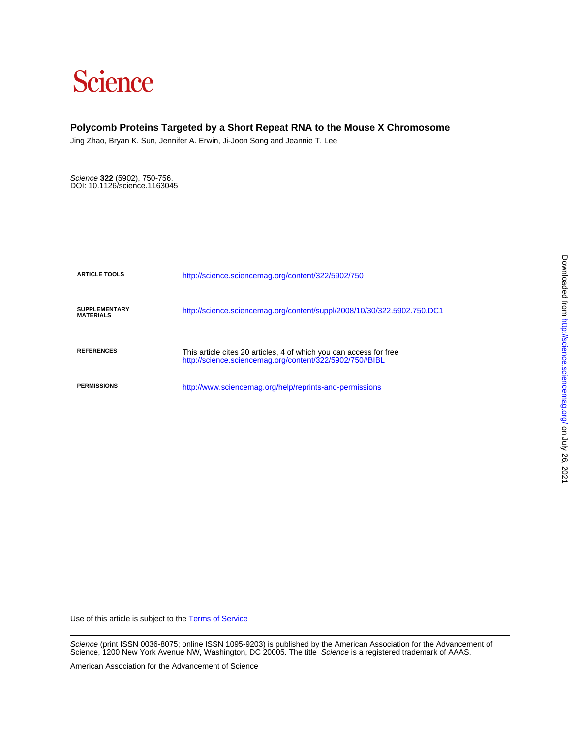# Science

## Polycomb Proteins Targeted by a Short Repeat RNA to the Mouse X Chromosome

Jing Zhao, Bryan K. Sun, Jennifer A. Erwin, Ji-Joon Song and Jeannie T. Lee

*Science* **322** (5902), 750-756.
DOI: 10.1126/science.1163045

**ARTICLE TOOLS** http://science.sciencemag.org/content/322/5902/750

**SUPPLEMENTARY MATERIALS** http://science.sciencemag.org/content/suppl/2008/10/30/322.5902.750.DC1

**REFERENCES** This article cites 20 articles, 4 of which you can access for free
http://science.sciencemag.org/content/322/5902/750#BIBL

**PERMISSIONS** http://www.sciencemag.org/help/reprints-and-permissions

Use of this article is subject to the Terms of Service

*Science* (print ISSN 0036-8075; online ISSN 1095-9203) is published by the American Association for the Advancement of Science, 1200 New York Avenue NW, Washington, DC 20005. The title *Science* is a registered trademark of AAAS.

American Association for the Advancement of Science

Downloaded from http://science.sciencemag.org/ on July 26, 2021